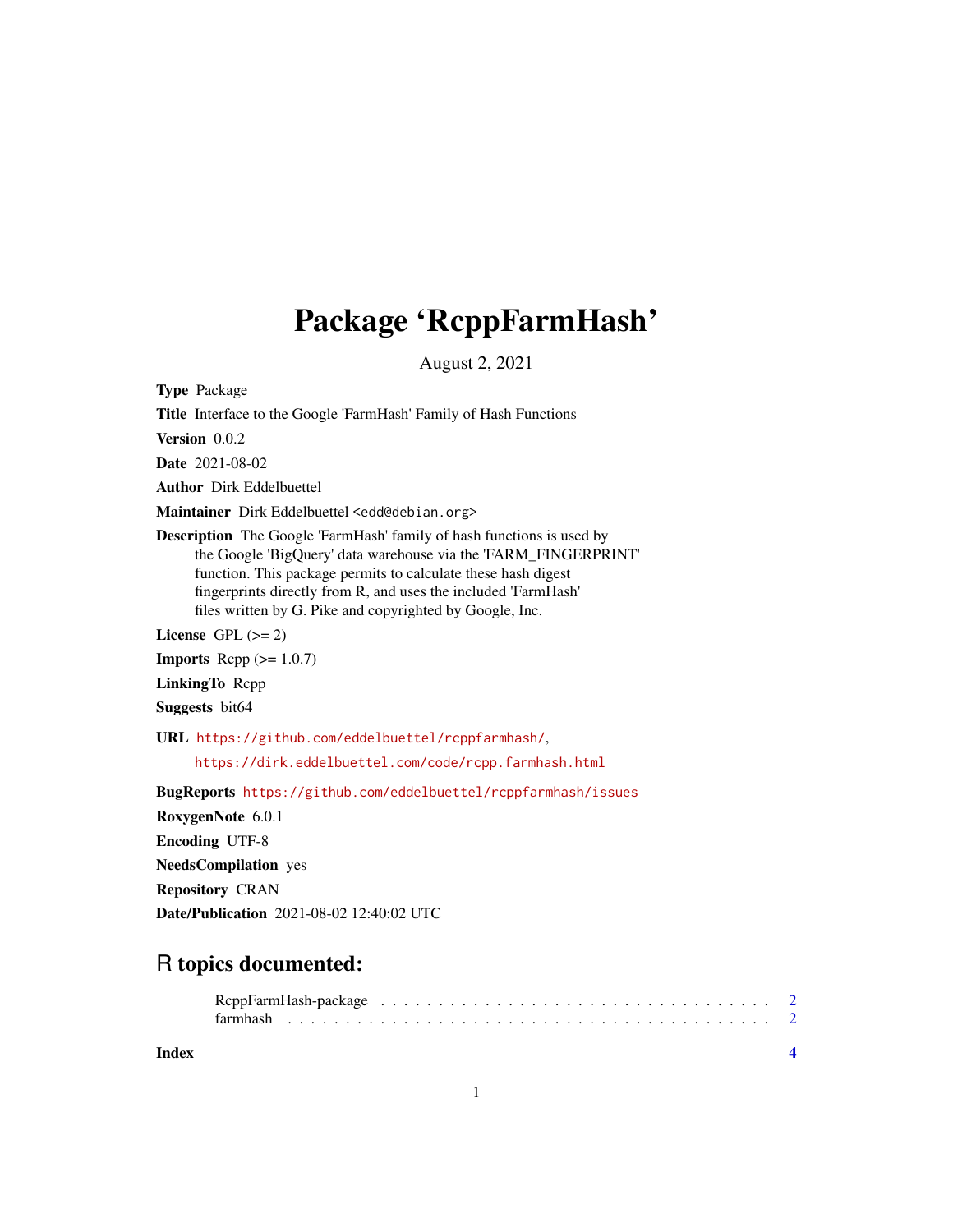# Package 'RcppFarmHash'

August 2, 2021

**Type** Package

**Title** Interface to the Google 'FarmHash' Family of Hash Functions

**Version** 0.0.2

**Date** 2021-08-02

**Author** Dirk Eddelbuettel

**Maintainer** Dirk Eddelbuettel <edd@debian.org>

**Description** The Google 'FarmHash' family of hash functions is used by the Google 'BigQuery' data warehouse via the 'FARM_FINGERPRINT' function. This package permits to calculate these hash digest fingerprints directly from R, and uses the included 'FarmHash' files written by G. Pike and copyrighted by Google, Inc.

**License** GPL (>= 2)

**Imports** Rcpp (>= 1.0.7)

**LinkingTo** Rcpp

**Suggests** bit64

**URL** https://github.com/eddelbuettel/rcppfarmhash/, https://dirk.eddelbuettel.com/code/rcpp.farmhash.html

**BugReports** https://github.com/eddelbuettel/rcppfarmhash/issues

**RoxygenNote** 6.0.1

**Encoding** UTF-8

**NeedsCompilation** yes

**Repository** CRAN

**Date/Publication** 2021-08-02 12:40:02 UTC

## R topics documented:

- RcppFarmHash-package . . . . . . . . . . . . . . . . . . . . . . . . . . . . . . . . . 2
- farmhash . . . . . . . . . . . . . . . . . . . . . . . . . . . . . . . . . . . . . . . . 2

**Index** **4**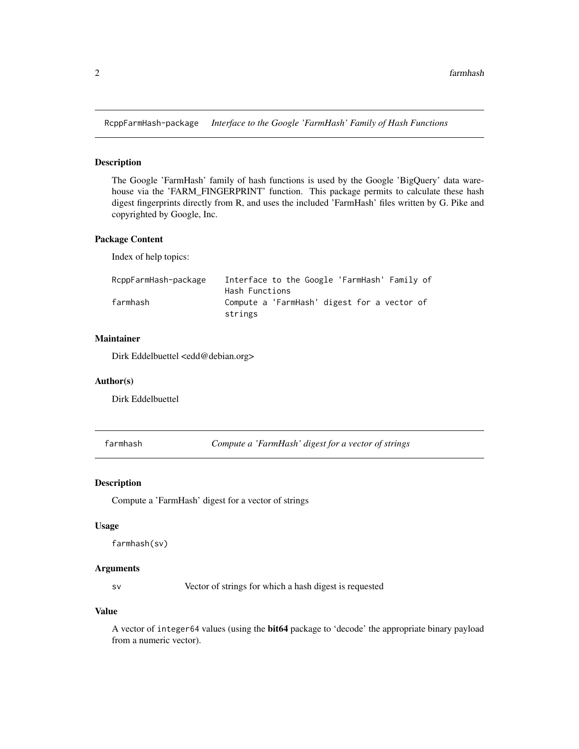## RcppFarmHash-package *Interface to the Google 'FarmHash' Family of Hash Functions*

### Description

The Google 'FarmHash' family of hash functions is used by the Google 'BigQuery' data warehouse via the 'FARM_FINGERPRINT' function. This package permits to calculate these hash digest fingerprints directly from R, and uses the included 'FarmHash' files written by G. Pike and copyrighted by Google, Inc.

### Package Content

Index of help topics:

```
RcppFarmHash-package    Interface to the Google 'FarmHash' Family of
                        Hash Functions
farmhash                Compute a 'FarmHash' digest for a vector of
                        strings
```

### Maintainer

Dirk Eddelbuettel <edd@debian.org>

### Author(s)

Dirk Eddelbuettel

## farmhash *Compute a 'FarmHash' digest for a vector of strings*

### Description

Compute a 'FarmHash' digest for a vector of strings

### Usage

```
farmhash(sv)
```

### Arguments

| | |
|---|---|
| sv | Vector of strings for which a hash digest is requested |

### Value

A vector of `integer64` values (using the **bit64** package to 'decode' the appropriate binary payload from a numeric vector).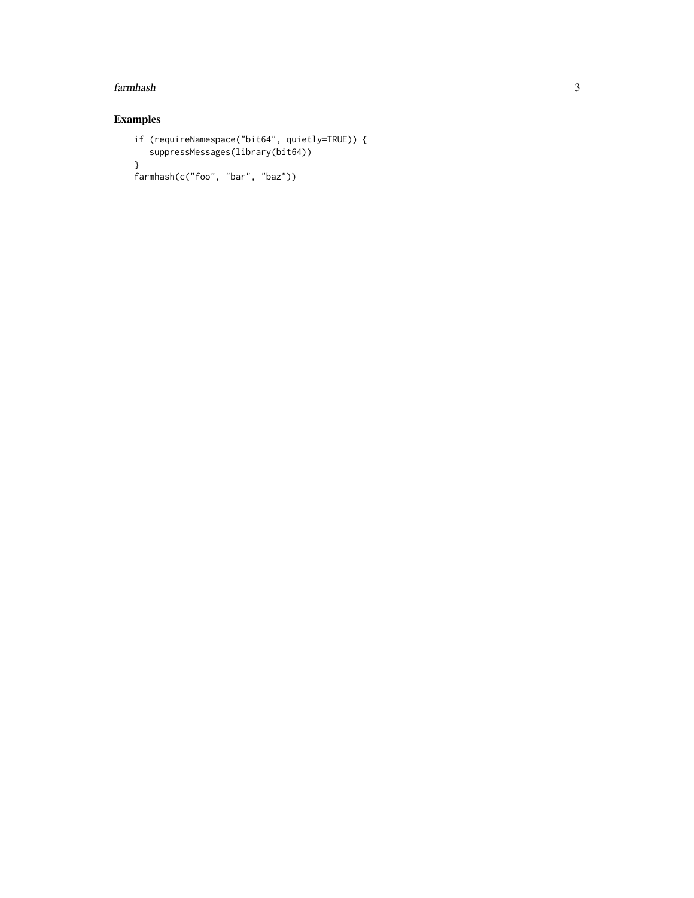## Examples

```
if (requireNamespace("bit64", quietly=TRUE)) {
   suppressMessages(library(bit64))
}
farmhash(c("foo", "bar", "baz"))
```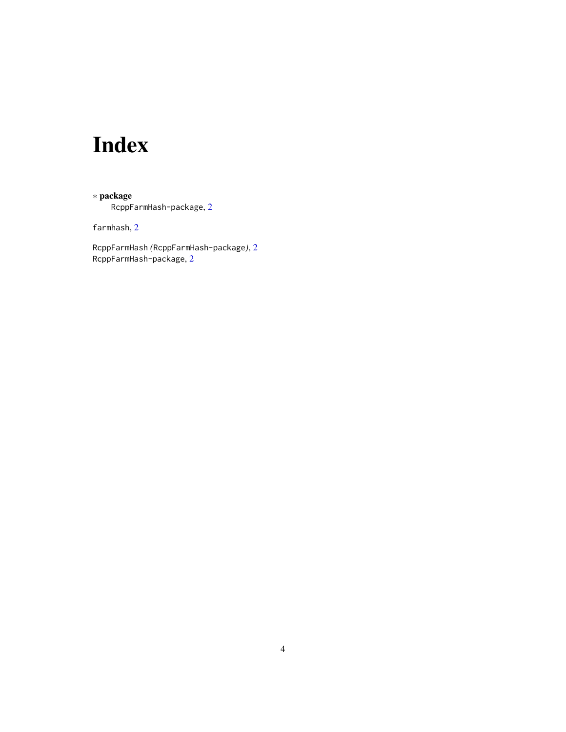# Index

∗ **package**
    RcppFarmHash-package, 2

farmhash, 2

RcppFarmHash *(*RcppFarmHash-package*)*, 2
RcppFarmHash-package, 2